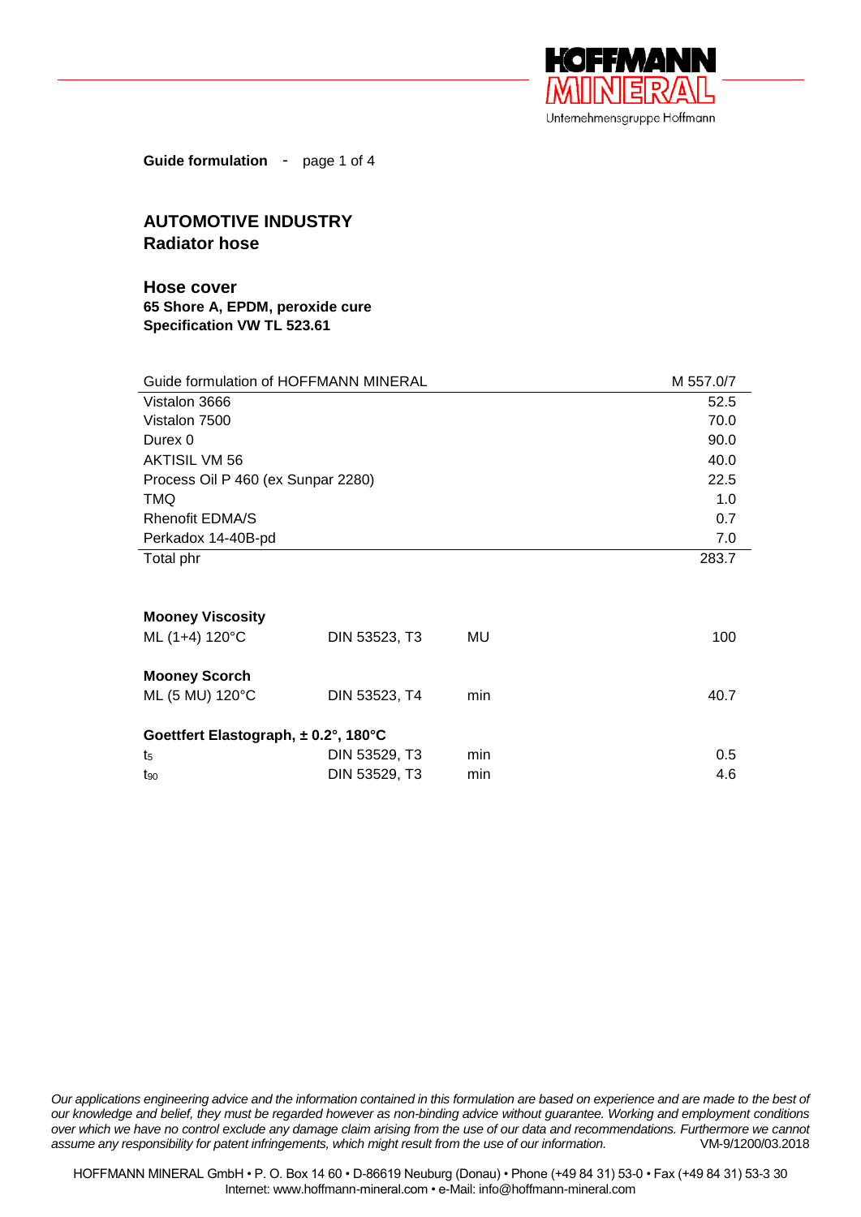**Guide formulation** - page 1 of 4

## AUTOMOTIVE INDUSTRY
## Radiator hose

### Hose cover
**65 Shore A, EPDM, peroxide cure**
**Specification VW TL 523.61**

| Guide formulation of HOFFMANN MINERAL | M 557.0/7 |
|---|---|
| Vistalon 3666 | 52.5 |
| Vistalon 7500 | 70.0 |
| Durex 0 | 90.0 |
| AKTISIL VM 56 | 40.0 |
| Process Oil P 460 (ex Sunpar 2280) | 22.5 |
| TMQ | 1.0 |
| Rhenofit EDMA/S | 0.7 |
| Perkadox 14-40B-pd | 7.0 |
| Total phr | 283.7 |

| | | | |
|---|---|---|---|
| **Mooney Viscosity** | | | |
| ML (1+4) 120°C | DIN 53523, T3 | MU | 100 |
| **Mooney Scorch** | | | |
| ML (5 MU) 120°C | DIN 53523, T4 | min | 40.7 |
| **Goettfert Elastograph, ± 0.2°, 180°C** | | | |
| $t_5$ | DIN 53529, T3 | min | 0.5 |
| $t_{90}$ | DIN 53529, T3 | min | 4.6 |

*Our applications engineering advice and the information contained in this formulation are based on experience and are made to the best of our knowledge and belief, they must be regarded however as non-binding advice without guarantee. Working and employment conditions over which we have no control exclude any damage claim arising from the use of our data and recommendations. Furthermore we cannot assume any responsibility for patent infringements, which might result from the use of our information.* VM-9/1200/03.2018

HOFFMANN MINERAL GmbH • P. O. Box 14 60 • D-86619 Neuburg (Donau) • Phone (+49 84 31) 53-0 • Fax (+49 84 31) 53-3 30
Internet: www.hoffmann-mineral.com • e-Mail: info@hoffmann-mineral.com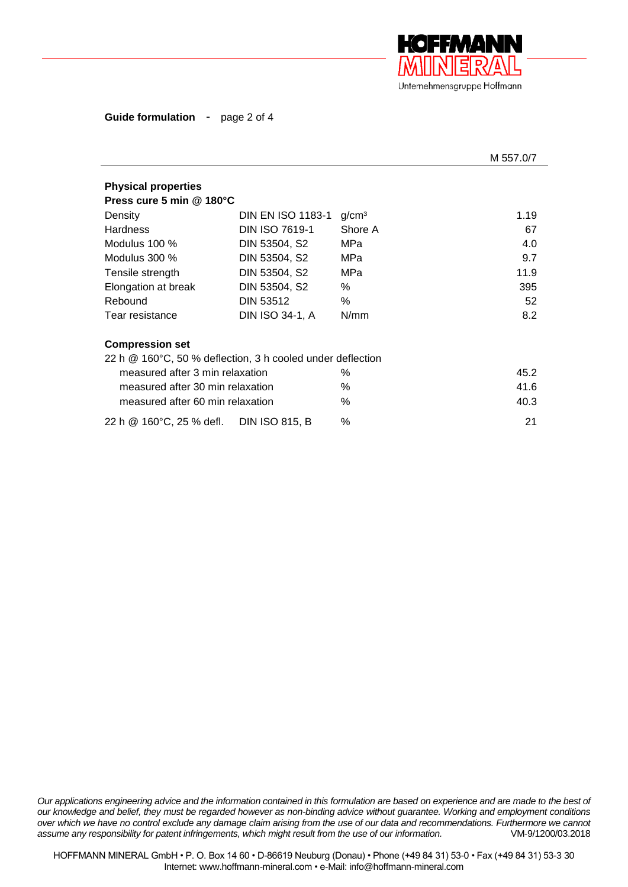**Guide formulation** - page 2 of 4

M 557.0/7

**Physical properties**
**Press cure 5 min @ 180°C**

| Property | Standard | Unit | Value |
|---|---|---|---|
| Density | DIN EN ISO 1183-1 | g/cm³ | 1.19 |
| Hardness | DIN ISO 7619-1 | Shore A | 67 |
| Modulus 100 % | DIN 53504, S2 | MPa | 4.0 |
| Modulus 300 % | DIN 53504, S2 | MPa | 9.7 |
| Tensile strength | DIN 53504, S2 | MPa | 11.9 |
| Elongation at break | DIN 53504, S2 | % | 395 |
| Rebound | DIN 53512 | % | 52 |
| Tear resistance | DIN ISO 34-1, A | N/mm | 8.2 |

**Compression set**

22 h @ 160°C, 50 % deflection, 3 h cooled under deflection

| | | Unit | Value |
|---|---|---|---|
| measured after 3 min relaxation | | % | 45.2 |
| measured after 30 min relaxation | | % | 41.6 |
| measured after 60 min relaxation | | % | 40.3 |
| 22 h @ 160°C, 25 % defl. | DIN ISO 815, B | % | 21 |

*Our applications engineering advice and the information contained in this formulation are based on experience and are made to the best of our knowledge and belief, they must be regarded however as non-binding advice without guarantee. Working and employment conditions over which we have no control exclude any damage claim arising from the use of our data and recommendations. Furthermore we cannot assume any responsibility for patent infringements, which might result from the use of our information.* VM-9/1200/03.2018

HOFFMANN MINERAL GmbH • P. O. Box 14 60 • D-86619 Neuburg (Donau) • Phone (+49 84 31) 53-0 • Fax (+49 84 31) 53-3 30
Internet: www.hoffmann-mineral.com • e-Mail: info@hoffmann-mineral.com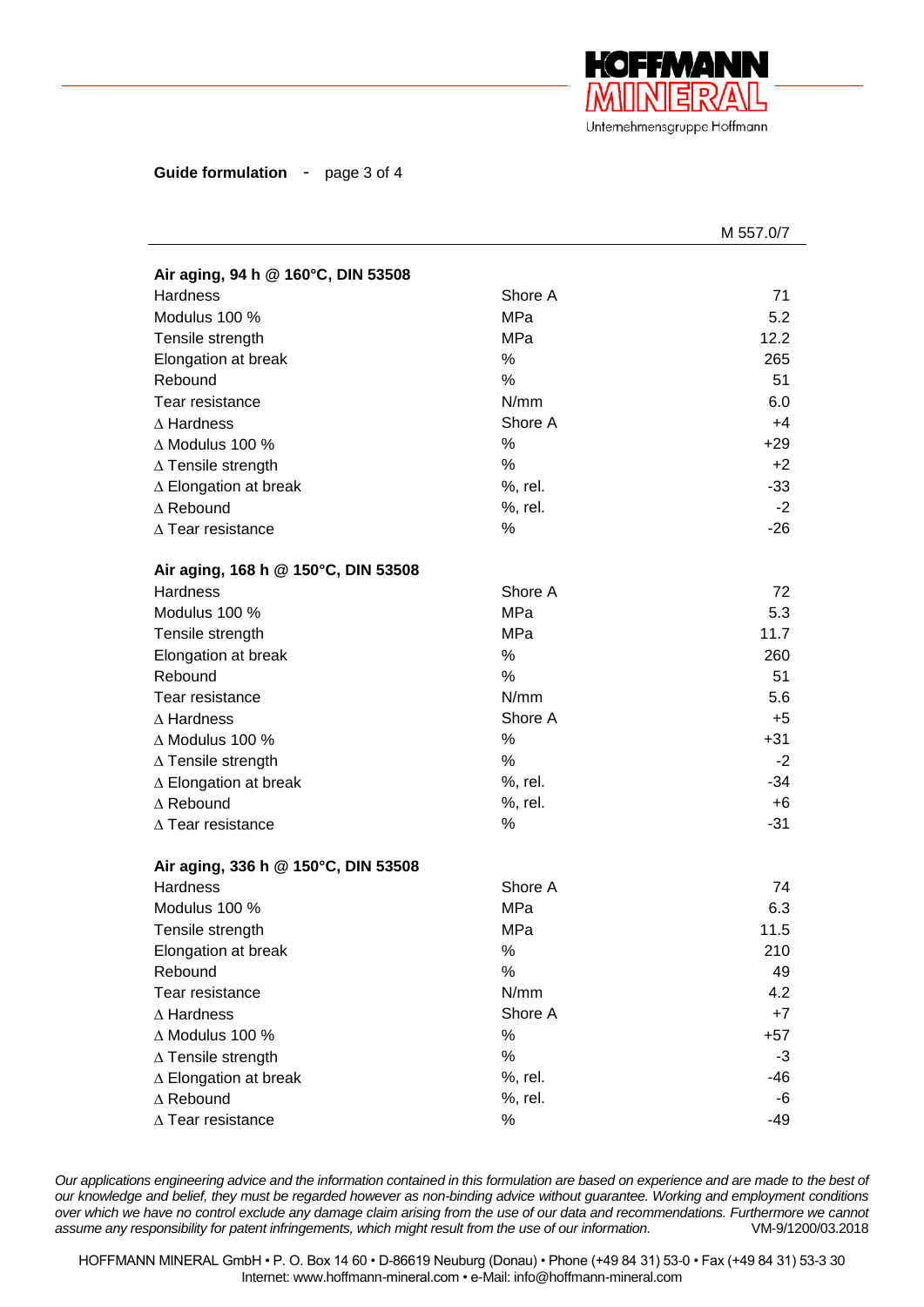**Guide formulation** - page 3 of 4

| | | M 557.0/7 |
|---|---|---|
| **Air aging, 94 h @ 160°C, DIN 53508** | | |
| Hardness | Shore A | 71 |
| Modulus 100 % | MPa | 5.2 |
| Tensile strength | MPa | 12.2 |
| Elongation at break | % | 265 |
| Rebound | % | 51 |
| Tear resistance | N/mm | 6.0 |
| ∆ Hardness | Shore A | +4 |
| ∆ Modulus 100 % | % | +29 |
| ∆ Tensile strength | % | +2 |
| ∆ Elongation at break | %, rel. | -33 |
| ∆ Rebound | %, rel. | -2 |
| ∆ Tear resistance | % | -26 |
| **Air aging, 168 h @ 150°C, DIN 53508** | | |
| Hardness | Shore A | 72 |
| Modulus 100 % | MPa | 5.3 |
| Tensile strength | MPa | 11.7 |
| Elongation at break | % | 260 |
| Rebound | % | 51 |
| Tear resistance | N/mm | 5.6 |
| ∆ Hardness | Shore A | +5 |
| ∆ Modulus 100 % | % | +31 |
| ∆ Tensile strength | % | -2 |
| ∆ Elongation at break | %, rel. | -34 |
| ∆ Rebound | %, rel. | +6 |
| ∆ Tear resistance | % | -31 |
| **Air aging, 336 h @ 150°C, DIN 53508** | | |
| Hardness | Shore A | 74 |
| Modulus 100 % | MPa | 6.3 |
| Tensile strength | MPa | 11.5 |
| Elongation at break | % | 210 |
| Rebound | % | 49 |
| Tear resistance | N/mm | 4.2 |
| ∆ Hardness | Shore A | +7 |
| ∆ Modulus 100 % | % | +57 |
| ∆ Tensile strength | % | -3 |
| ∆ Elongation at break | %, rel. | -46 |
| ∆ Rebound | %, rel. | -6 |
| ∆ Tear resistance | % | -49 |

*Our applications engineering advice and the information contained in this formulation are based on experience and are made to the best of our knowledge and belief, they must be regarded however as non-binding advice without guarantee. Working and employment conditions over which we have no control exclude any damage claim arising from the use of our data and recommendations. Furthermore we cannot assume any responsibility for patent infringements, which might result from the use of our information.* VM-9/1200/03.2018

HOFFMANN MINERAL GmbH • P. O. Box 14 60 • D-86619 Neuburg (Donau) • Phone (+49 84 31) 53-0 • Fax (+49 84 31) 53-3 30
Internet: www.hoffmann-mineral.com • e-Mail: info@hoffmann-mineral.com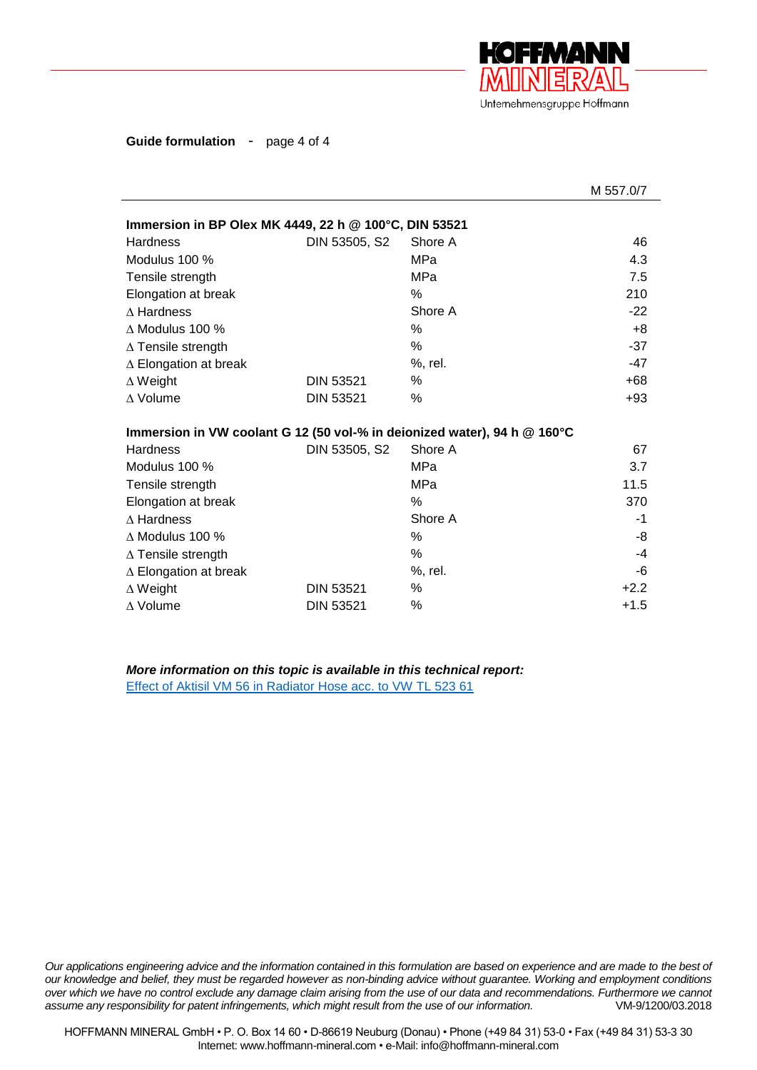**Guide formulation** - page 4 of 4

| | | | M 557.0/7 |
|---|---|---|---|
| **Immersion in BP Olex MK 4449, 22 h @ 100°C, DIN 53521** | | | |
| Hardness | DIN 53505, S2 | Shore A | 46 |
| Modulus 100 % | | MPa | 4.3 |
| Tensile strength | | MPa | 7.5 |
| Elongation at break | | % | 210 |
| ∆ Hardness | | Shore A | -22 |
| ∆ Modulus 100 % | | % | +8 |
| ∆ Tensile strength | | % | -37 |
| ∆ Elongation at break | | %, rel. | -47 |
| ∆ Weight | DIN 53521 | % | +68 |
| ∆ Volume | DIN 53521 | % | +93 |
| **Immersion in VW coolant G 12 (50 vol-% in deionized water), 94 h @ 160°C** | | | |
| Hardness | DIN 53505, S2 | Shore A | 67 |
| Modulus 100 % | | MPa | 3.7 |
| Tensile strength | | MPa | 11.5 |
| Elongation at break | | % | 370 |
| ∆ Hardness | | Shore A | -1 |
| ∆ Modulus 100 % | | % | -8 |
| ∆ Tensile strength | | % | -4 |
| ∆ Elongation at break | | %, rel. | -6 |
| ∆ Weight | DIN 53521 | % | +2.2 |
| ∆ Volume | DIN 53521 | % | +1.5 |

***More information on this topic is available in this technical report:***

Effect of Aktisil VM 56 in Radiator Hose acc. to VW TL 523 61

*Our applications engineering advice and the information contained in this formulation are based on experience and are made to the best of our knowledge and belief, they must be regarded however as non-binding advice without guarantee. Working and employment conditions over which we have no control exclude any damage claim arising from the use of our data and recommendations. Furthermore we cannot assume any responsibility for patent infringements, which might result from the use of our information.* VM-9/1200/03.2018

HOFFMANN MINERAL GmbH • P. O. Box 14 60 • D-86619 Neuburg (Donau) • Phone (+49 84 31) 53-0 • Fax (+49 84 31) 53-3 30
Internet: www.hoffmann-mineral.com • e-Mail: info@hoffmann-mineral.com